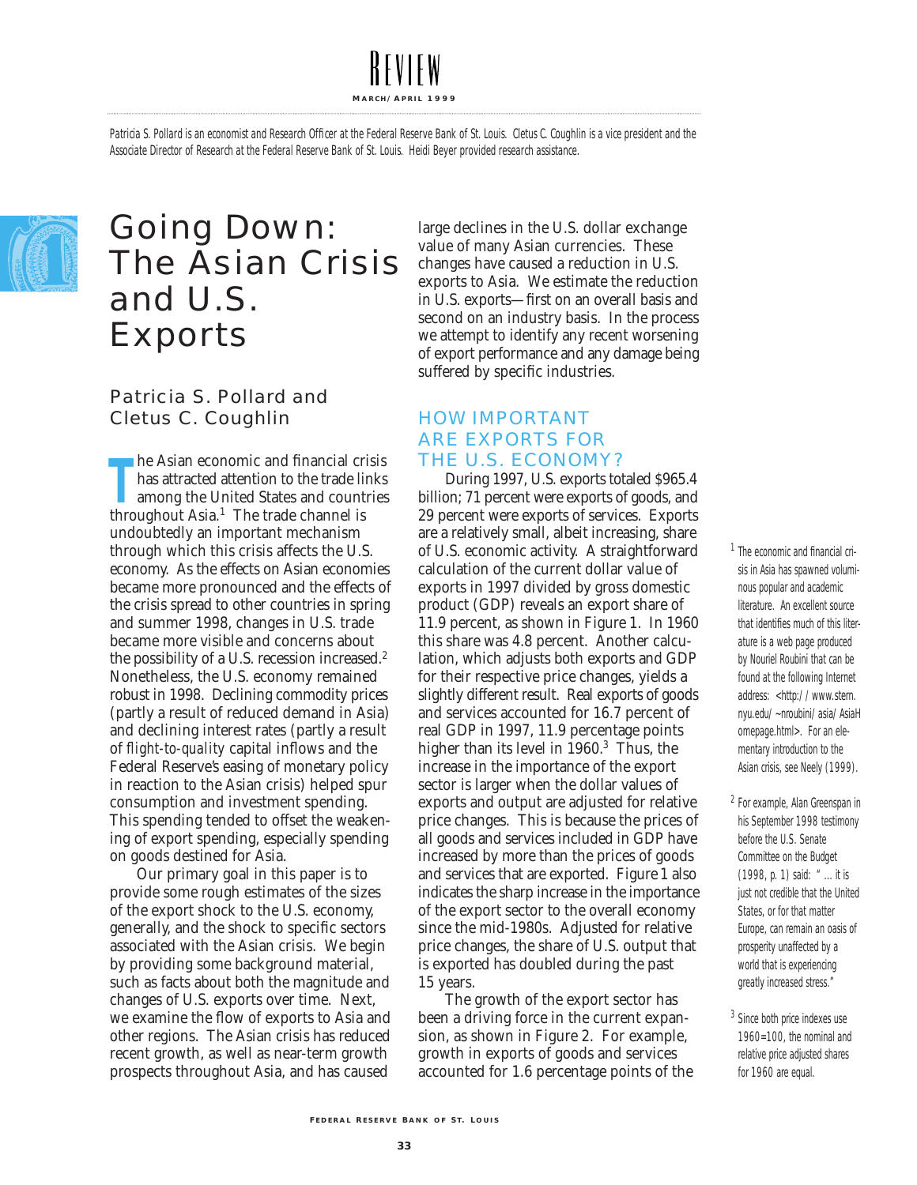Patricia S. Pollard is an economist and Research Officer at the Federal Reserve Bank of St. Louis. Cletus C. Coughlin is a vice president and the Associate Director of Research at the Federal Reserve Bank of St. Louis. Heidi Beyer provided research assistance.

# Going Down: The Asian Crisis and U.S. Exports

## Patricia S. Pollard and Cletus C. Coughlin

The Asian economic and financial crisis has attracted attention to the trade links among the United States and countries throughout Asia.[1] The trade channel is undoubtedly an important mechanism through which this crisis affects the U.S. economy. As the effects on Asian economies became more pronounced and the effects of the crisis spread to other countries in spring and summer 1998, changes in U.S. trade became more visible and concerns about the possibility of a U.S. recession increased.[2] Nonetheless, the U.S. economy remained robust in 1998. Declining commodity prices (partly a result of reduced demand in Asia) and declining interest rates (partly a result of *flight-to-quality* capital inflows and the Federal Reserve's easing of monetary policy in reaction to the Asian crisis) helped spur consumption and investment spending. This spending tended to offset the weakening of export spending, especially spending on goods destined for Asia.

Our primary goal in this paper is to provide some rough estimates of the sizes of the export shock to the U.S. economy, generally, and the shock to specific sectors associated with the Asian crisis. We begin by providing some background material, such as facts about both the magnitude and changes of U.S. exports over time. Next, we examine the flow of exports to Asia and other regions. The Asian crisis has reduced recent growth, as well as near-term growth prospects throughout Asia, and has caused large declines in the U.S. dollar exchange value of many Asian currencies. These changes have caused a reduction in U.S. exports to Asia. We estimate the reduction in U.S. exports—first on an overall basis and second on an industry basis. In the process we attempt to identify any recent worsening of export performance and any damage being suffered by specific industries.

## HOW IMPORTANT ARE EXPORTS FOR THE U.S. ECONOMY?

During 1997, U.S. exports totaled $965.4 billion; 71 percent were exports of goods, and 29 percent were exports of services. Exports are a relatively small, albeit increasing, share of U.S. economic activity. A straightforward calculation of the current dollar value of exports in 1997 divided by gross domestic product (GDP) reveals an export share of 11.9 percent, as shown in Figure 1. In 1960 this share was 4.8 percent. Another calculation, which adjusts both exports and GDP for their respective price changes, yields a slightly different result. Real exports of goods and services accounted for 16.7 percent of real GDP in 1997, 11.9 percentage points higher than its level in 1960.[3] Thus, the increase in the importance of the export sector is larger when the dollar values of exports and output are adjusted for relative price changes. This is because the prices of all goods and services included in GDP have increased by more than the prices of goods and services that are exported. Figure 1 also indicates the sharp increase in the importance of the export sector to the overall economy since the mid-1980s. Adjusted for relative price changes, the share of U.S. output that is exported has doubled during the past 15 years.

The growth of the export sector has been a driving force in the current expansion, as shown in Figure 2. For example, growth in exports of goods and services accounted for 1.6 percentage points of the

---

[1] The economic and financial crisis in Asia has spawned voluminous popular and academic literature. An excellent source that identifies much of this literature is a web page produced by Nouriel Roubini that can be found at the following Internet address: <http://www.stern.nyu.edu/~nroubini/asia/AsiaHomepage.html>. For an elementary introduction to the Asian crisis, see Neely (1999).

[2] For example, Alan Greenspan in his September 1998 testimony before the U.S. Senate Committee on the Budget (1998, p. 1) said: "... it is just not credible that the United States, or for that matter Europe, can remain an oasis of prosperity unaffected by a world that is experiencing greatly increased stress."

[3] Since both price indexes use 1960=100, the nominal and relative price adjusted shares for 1960 are equal.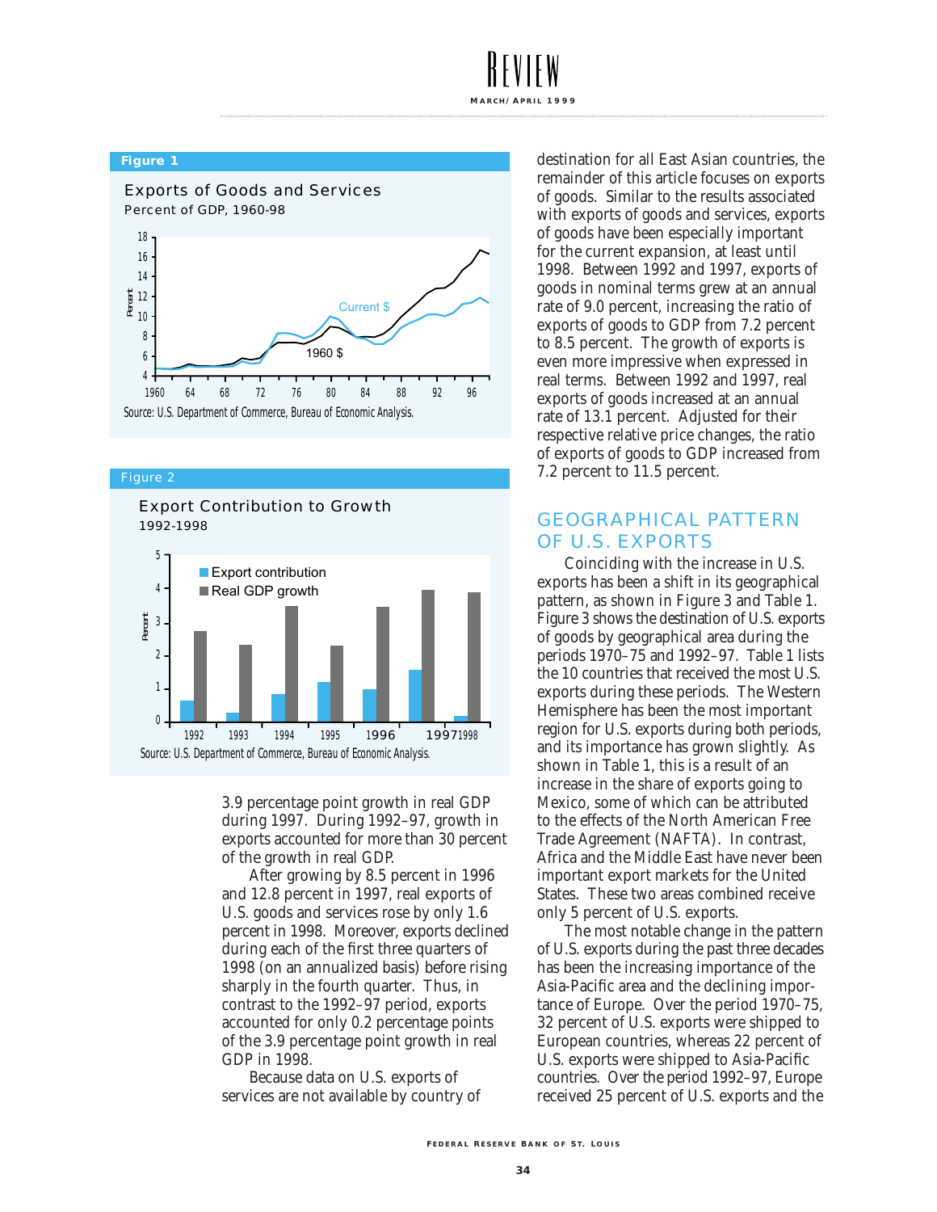**Figure 1**

Exports of Goods and Services

Percent of GDP, 1960-98

Source: U.S. Department of Commerce, Bureau of Economic Analysis.

**Figure 2**

Export Contribution to Growth

1992-1998

Source: U.S. Department of Commerce, Bureau of Economic Analysis.

3.9 percentage point growth in real GDP during 1997. During 1992–97, growth in exports accounted for more than 30 percent of the growth in real GDP.

After growing by 8.5 percent in 1996 and 12.8 percent in 1997, real exports of U.S. goods and services rose by only 1.6 percent in 1998. Moreover, exports declined during each of the first three quarters of 1998 (on an annualized basis) before rising sharply in the fourth quarter. Thus, in contrast to the 1992–97 period, exports accounted for only 0.2 percentage points of the 3.9 percentage point growth in real GDP in 1998.

Because data on U.S. exports of services are not available by country of destination for all East Asian countries, the remainder of this article focuses on exports of goods. Similar to the results associated with exports of goods and services, exports of goods have been especially important for the current expansion, at least until 1998. Between 1992 and 1997, exports of goods in nominal terms grew at an annual rate of 9.0 percent, increasing the ratio of exports of goods to GDP from 7.2 percent to 8.5 percent. The growth of exports is even more impressive when expressed in real terms. Between 1992 and 1997, real exports of goods increased at an annual rate of 13.1 percent. Adjusted for their respective relative price changes, the ratio of exports of goods to GDP increased from 7.2 percent to 11.5 percent.

## GEOGRAPHICAL PATTERN OF U.S. EXPORTS

Coinciding with the increase in U.S. exports has been a shift in its geographical pattern, as shown in Figure 3 and Table 1. Figure 3 shows the destination of U.S. exports of goods by geographical area during the periods 1970–75 and 1992–97. Table 1 lists the 10 countries that received the most U.S. exports during these periods. The Western Hemisphere has been the most important region for U.S. exports during both periods, and its importance has grown slightly. As shown in Table 1, this is a result of an increase in the share of exports going to Mexico, some of which can be attributed to the effects of the North American Free Trade Agreement (NAFTA). In contrast, Africa and the Middle East have never been important export markets for the United States. These two areas combined receive only 5 percent of U.S. exports.

The most notable change in the pattern of U.S. exports during the past three decades has been the increasing importance of the Asia-Pacific area and the declining importance of Europe. Over the period 1970–75, 32 percent of U.S. exports were shipped to European countries, whereas 22 percent of U.S. exports were shipped to Asia-Pacific countries. Over the period 1992–97, Europe received 25 percent of U.S. exports and the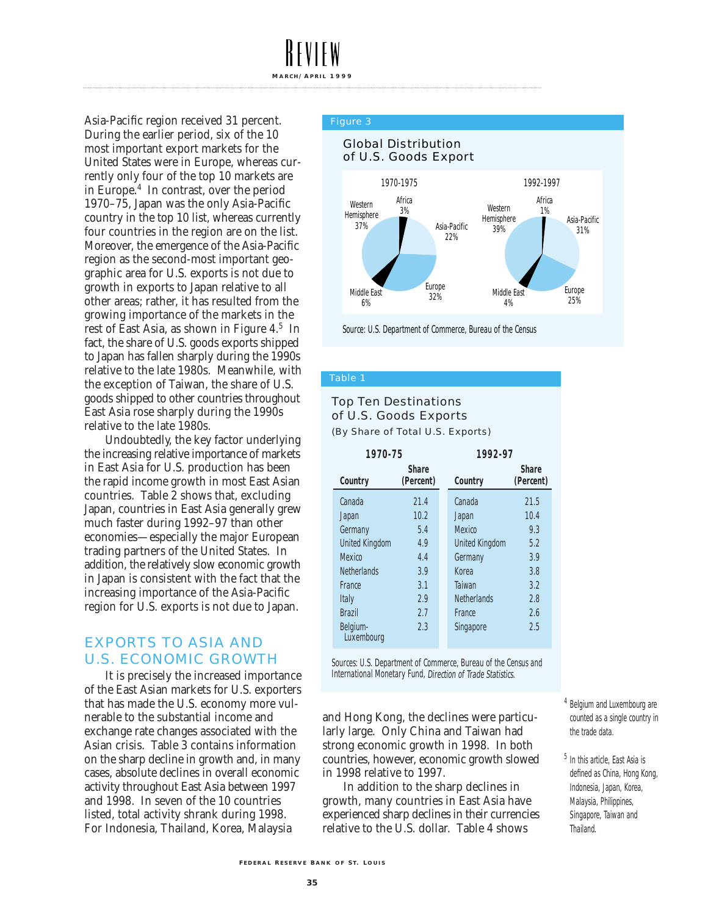Asia-Pacific region received 31 percent. During the earlier period, six of the 10 most important export markets for the United States were in Europe, whereas currently only four of the top 10 markets are in Europe.[4] In contrast, over the period 1970–75, Japan was the only Asia-Pacific country in the top 10 list, whereas currently four countries in the region are on the list. Moreover, the emergence of the Asia-Pacific region as the second-most important geographic area for U.S. exports is not due to growth in exports to Japan relative to all other areas; rather, it has resulted from the growing importance of the markets in the rest of East Asia, as shown in Figure 4.[5] In fact, the share of U.S. goods exports shipped to Japan has fallen sharply during the 1990s relative to the late 1980s. Meanwhile, with the exception of Taiwan, the share of U.S. goods shipped to other countries throughout East Asia rose sharply during the 1990s relative to the late 1980s.

Undoubtedly, the key factor underlying the increasing relative importance of markets in East Asia for U.S. production has been the rapid income growth in most East Asian countries. Table 2 shows that, excluding Japan, countries in East Asia generally grew much faster during 1992–97 than other economies—especially the major European trading partners of the United States. In addition, the relatively slow economic growth in Japan is consistent with the fact that the increasing importance of the Asia-Pacific region for U.S. exports is not due to Japan.

## EXPORTS TO ASIA AND U.S. ECONOMIC GROWTH

It is precisely the increased importance of the East Asian markets for U.S. exporters that has made the U.S. economy more vulnerable to the substantial income and exchange rate changes associated with the Asian crisis. Table 3 contains information on the sharp decline in growth and, in many cases, absolute declines in overall economic activity throughout East Asia between 1997 and 1998. In seven of the 10 countries listed, total activity shrank during 1998. For Indonesia, Thailand, Korea, Malaysia and Hong Kong, the declines were particularly large. Only China and Taiwan had strong economic growth in 1998. In both countries, however, economic growth slowed in 1998 relative to 1997.

In addition to the sharp declines in growth, many countries in East Asia have experienced sharp declines in their currencies relative to the U.S. dollar. Table 4 shows

**Figure 3**

**Global Distribution of U.S. Goods Export**

| Region | 1970-1975 | 1992-1997 |
|---|---|---|
| Western Hemisphere | 37% | 39% |
| Africa | 3% | 1% |
| Asia-Pacific | 22% | 31% |
| Europe | 32% | 25% |
| Middle East | 6% | 4% |

Source: U.S. Department of Commerce, Bureau of the Census

**Table 1**

**Top Ten Destinations of U.S. Goods Exports**
(By Share of Total U.S. Exports)

| 1970-75 Country | Share (Percent) | 1992-97 Country | Share (Percent) |
|---|---|---|---|
| Canada | 21.4 | Canada | 21.5 |
| Japan | 10.2 | Japan | 10.4 |
| Germany | 5.4 | Mexico | 9.3 |
| United Kingdom | 4.9 | United Kingdom | 5.2 |
| Mexico | 4.4 | Germany | 3.9 |
| Netherlands | 3.9 | Korea | 3.8 |
| France | 3.1 | Taiwan | 3.2 |
| Italy | 2.9 | Netherlands | 2.8 |
| Brazil | 2.7 | France | 2.6 |
| Belgium-Luxembourg | 2.3 | Singapore | 2.5 |

Sources: U.S. Department of Commerce, Bureau of the Census and International Monetary Fund, *Direction of Trade Statistics*.

[4] Belgium and Luxembourg are counted as a single country in the trade data.

[5] In this article, East Asia is defined as China, Hong Kong, Indonesia, Japan, Korea, Malaysia, Philippines, Singapore, Taiwan and Thailand.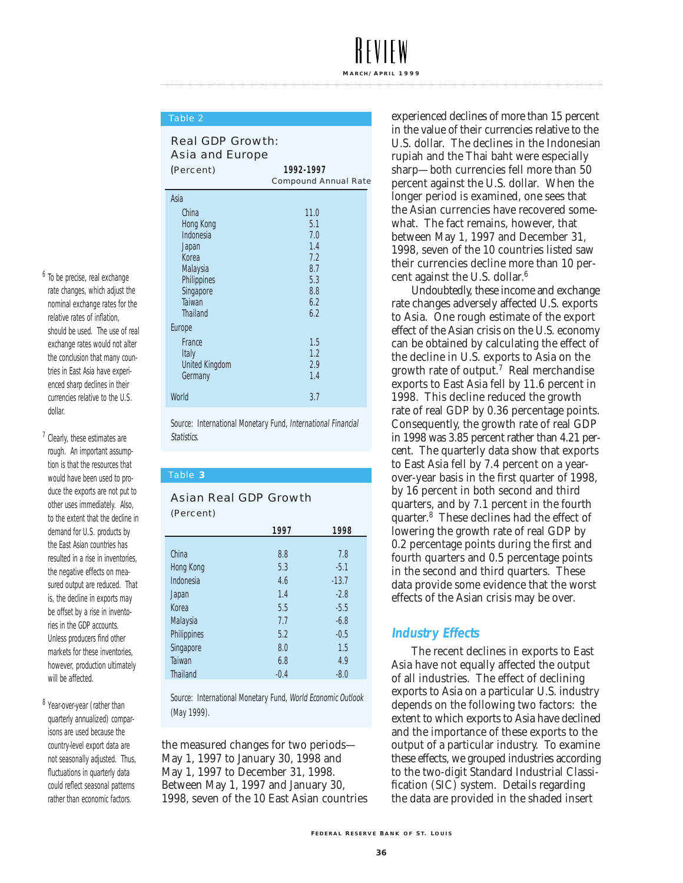Table 2

Real GDP Growth: Asia and Europe

(Percent)

| | 1992-1997 Compound Annual Rate |
|---|---|
| **Asia** | |
| China | 11.0 |
| Hong Kong | 5.1 |
| Indonesia | 7.0 |
| Japan | 1.4 |
| Korea | 7.2 |
| Malaysia | 8.7 |
| Philippines | 5.3 |
| Singapore | 8.8 |
| Taiwan | 6.2 |
| Thailand | 6.2 |
| **Europe** | |
| France | 1.5 |
| Italy | 1.2 |
| United Kingdom | 2.9 |
| Germany | 1.4 |
| World | 3.7 |

Source: International Monetary Fund, *International Financial Statistics.*

Table 3

Asian Real GDP Growth

(Percent)

| | 1997 | 1998 |
|---|---|---|
| China | 8.8 | 7.8 |
| Hong Kong | 5.3 | -5.1 |
| Indonesia | 4.6 | -13.7 |
| Japan | 1.4 | -2.8 |
| Korea | 5.5 | -5.5 |
| Malaysia | 7.7 | -6.8 |
| Philippines | 5.2 | -0.5 |
| Singapore | 8.0 | 1.5 |
| Taiwan | 6.8 | 4.9 |
| Thailand | -0.4 | -8.0 |

Source: International Monetary Fund, *World Economic Outlook* (May 1999).

the measured changes for two periods—May 1, 1997 to January 30, 1998 and May 1, 1997 to December 31, 1998. Between May 1, 1997 and January 30, 1998, seven of the 10 East Asian countries experienced declines of more than 15 percent in the value of their currencies relative to the U.S. dollar. The declines in the Indonesian rupiah and the Thai baht were especially sharp—both currencies fell more than 50 percent against the U.S. dollar. When the longer period is examined, one sees that the Asian currencies have recovered somewhat. The fact remains, however, that between May 1, 1997 and December 31, 1998, seven of the 10 countries listed saw their currencies decline more than 10 percent against the U.S. dollar.[6]

Undoubtedly, these income and exchange rate changes adversely affected U.S. exports to Asia. One rough estimate of the export effect of the Asian crisis on the U.S. economy can be obtained by calculating the effect of the decline in U.S. exports to Asia on the growth rate of output.[7] Real merchandise exports to East Asia fell by 11.6 percent in 1998. This decline reduced the growth rate of real GDP by 0.36 percentage points. Consequently, the growth rate of real GDP in 1998 was 3.85 percent rather than 4.21 percent. The quarterly data show that exports to East Asia fell by 7.4 percent on a year-over-year basis in the first quarter of 1998, by 16 percent in both second and third quarters, and by 7.1 percent in the fourth quarter.[8] These declines had the effect of lowering the growth rate of real GDP by 0.2 percentage points during the first and fourth quarters and 0.5 percentage points in the second and third quarters. These data provide some evidence that the worst effects of the Asian crisis may be over.

## Industry Effects

The recent declines in exports to East Asia have not equally affected the output of all industries. The effect of declining exports to Asia on a particular U.S. industry depends on the following two factors: the extent to which exports to Asia have declined and the importance of these exports to the output of a particular industry. To examine these effects, we grouped industries according to the two-digit Standard Industrial Classification (SIC) system. Details regarding the data are provided in the shaded insert

---

[6] To be precise, real exchange rate changes, which adjust the nominal exchange rates for the relative rates of inflation, should be used. The use of real exchange rates would not alter the conclusion that many countries in East Asia have experienced sharp declines in their currencies relative to the U.S. dollar.

[7] Clearly, these estimates are rough. An important assumption is that the resources that would have been used to produce the exports are not put to other uses immediately. Also, to the extent that the decline in demand for U.S. products by the East Asian countries has resulted in a rise in inventories, the negative effects on measured output are reduced. That is, the decline in exports may be offset by a rise in inventories in the GDP accounts. Unless producers find other markets for these inventories, however, production ultimately will be affected.

[8] Year-over-year (rather than quarterly annualized) comparisons are used because the country-level export data are not seasonally adjusted. Thus, fluctuations in quarterly data could reflect seasonal patterns rather than economic factors.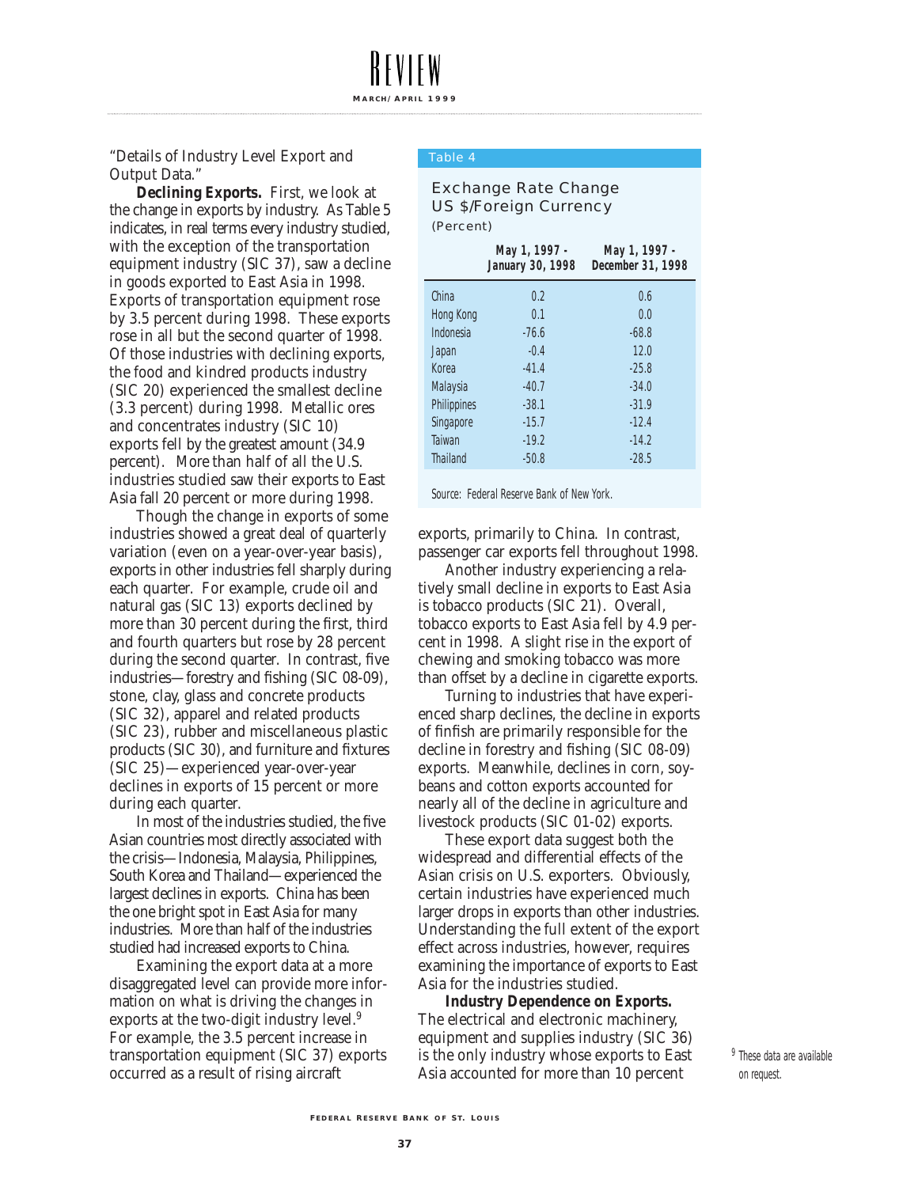"Details of Industry Level Export and Output Data."

**Declining Exports.** First, we look at the change in exports by industry. As Table 5 indicates, in real terms every industry studied, with the exception of the transportation equipment industry (SIC 37), saw a decline in goods exported to East Asia in 1998. Exports of transportation equipment rose by 3.5 percent during 1998. These exports rose in all but the second quarter of 1998. Of those industries with declining exports, the food and kindred products industry (SIC 20) experienced the smallest decline (3.3 percent) during 1998. Metallic ores and concentrates industry (SIC 10) exports fell by the greatest amount (34.9 percent). More than half of all the U.S. industries studied saw their exports to East Asia fall 20 percent or more during 1998.

Though the change in exports of some industries showed a great deal of quarterly variation (even on a year-over-year basis), exports in other industries fell sharply during each quarter. For example, crude oil and natural gas (SIC 13) exports declined by more than 30 percent during the first, third and fourth quarters but rose by 28 percent during the second quarter. In contrast, five industries—forestry and fishing (SIC 08-09), stone, clay, glass and concrete products (SIC 32), apparel and related products (SIC 23), rubber and miscellaneous plastic products (SIC 30), and furniture and fixtures (SIC 25)—experienced year-over-year declines in exports of 15 percent or more during each quarter.

In most of the industries studied, the five Asian countries most directly associated with the crisis—Indonesia, Malaysia, Philippines, South Korea and Thailand—experienced the largest declines in exports. China has been the one bright spot in East Asia for many industries. More than half of the industries studied had increased exports to China.

Examining the export data at a more disaggregated level can provide more information on what is driving the changes in exports at the two-digit industry level.[9] For example, the 3.5 percent increase in transportation equipment (SIC 37) exports occurred as a result of rising aircraft exports, primarily to China. In contrast, passenger car exports fell throughout 1998.

Another industry experiencing a relatively small decline in exports to East Asia is tobacco products (SIC 21). Overall, tobacco exports to East Asia fell by 4.9 percent in 1998. A slight rise in the export of chewing and smoking tobacco was more than offset by a decline in cigarette exports.

Turning to industries that have experienced sharp declines, the decline in exports of finfish are primarily responsible for the decline in forestry and fishing (SIC 08-09) exports. Meanwhile, declines in corn, soybeans and cotton exports accounted for nearly all of the decline in agriculture and livestock products (SIC 01-02) exports.

These export data suggest both the widespread and differential effects of the Asian crisis on U.S. exporters. Obviously, certain industries have experienced much larger drops in exports than other industries. Understanding the full extent of the export effect across industries, however, requires examining the importance of exports to East Asia for the industries studied.

**Industry Dependence on Exports.** The electrical and electronic machinery, equipment and supplies industry (SIC 36) is the only industry whose exports to East Asia accounted for more than 10 percent

**Table 4**

**Exchange Rate Change US $/Foreign Currency**
(Percent)

| | May 1, 1997 - January 30, 1998 | May 1, 1997 - December 31, 1998 |
|---|---|---|
| China | 0.2 | 0.6 |
| Hong Kong | 0.1 | 0.0 |
| Indonesia | -76.6 | -68.8 |
| Japan | -0.4 | 12.0 |
| Korea | -41.4 | -25.8 |
| Malaysia | -40.7 | -34.0 |
| Philippines | -38.1 | -31.9 |
| Singapore | -15.7 | -12.4 |
| Taiwan | -19.2 | -14.2 |
| Thailand | -50.8 | -28.5 |

Source: Federal Reserve Bank of New York.

[9] These data are available on request.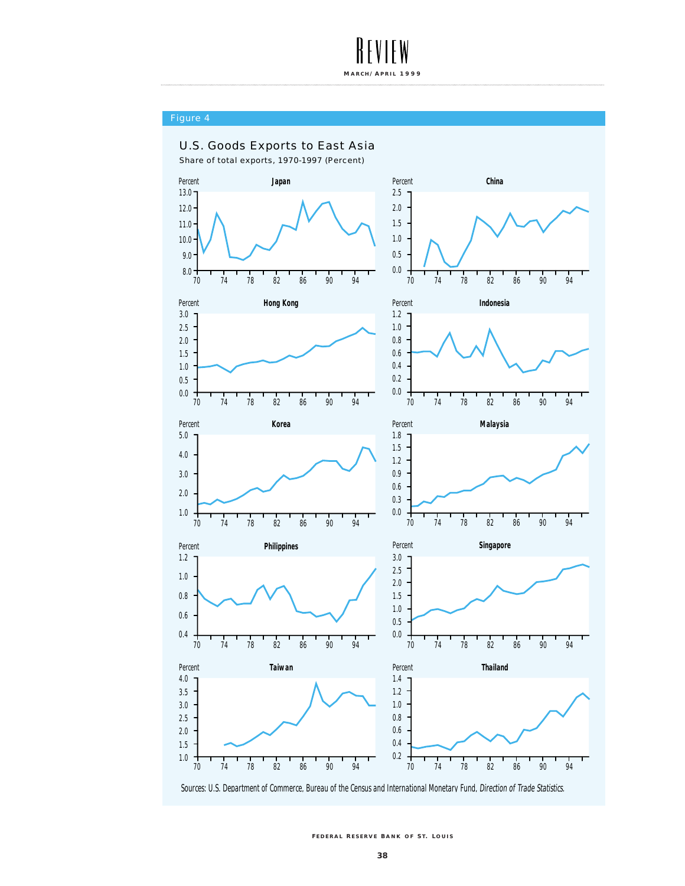Figure 4

## U.S. Goods Exports to East Asia

Share of total exports, 1970-1997 (Percent)

Sources: U.S. Department of Commerce, Bureau of the Census and International Monetary Fund, *Direction of Trade Statistics*.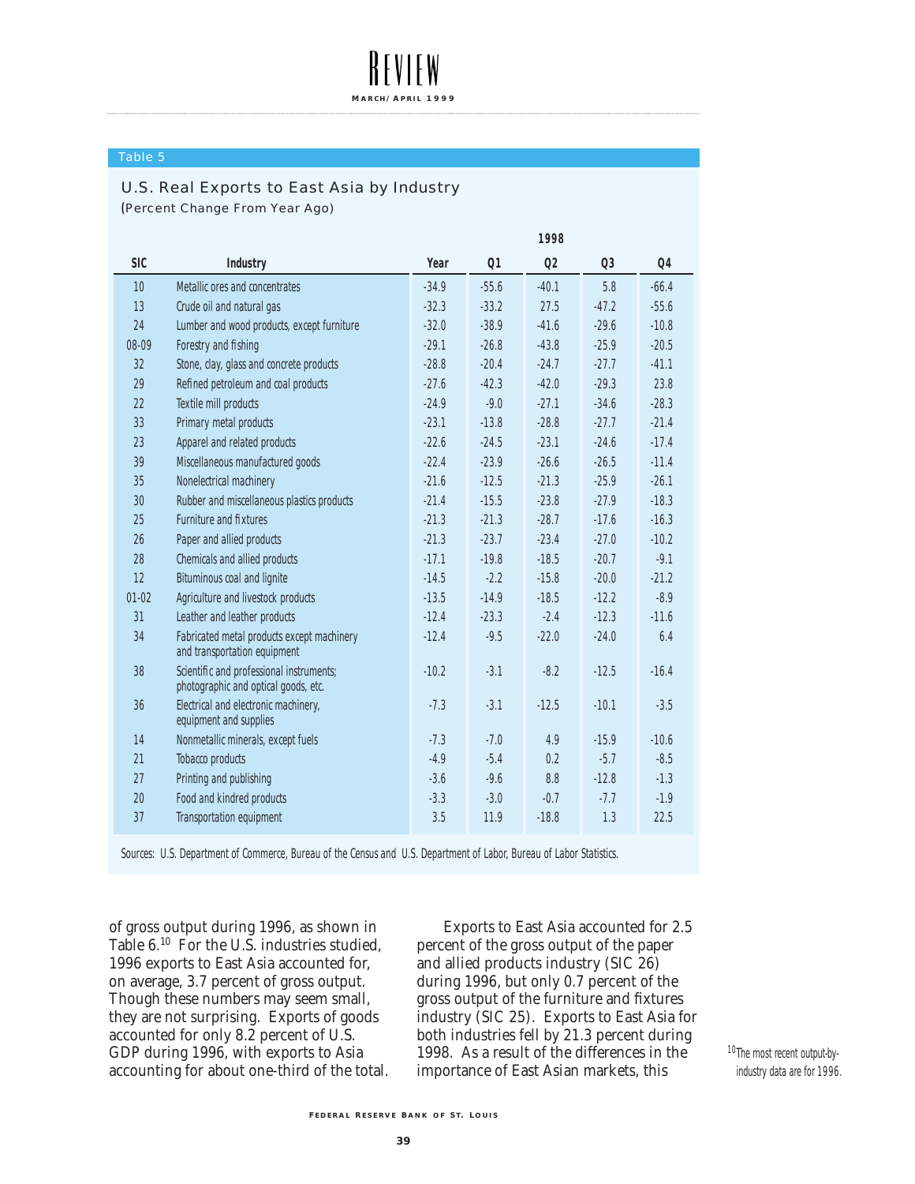Table 5

## U.S. Real Exports to East Asia by Industry
(Percent Change From Year Ago)

| | | | 1998 | | | |
|---|---|---|---|---|---|---|
| SIC | Industry | Year | Q1 | Q2 | Q3 | Q4 |
| 10 | Metallic ores and concentrates | -34.9 | -55.6 | -40.1 | 5.8 | -66.4 |
| 13 | Crude oil and natural gas | -32.3 | -33.2 | 27.5 | -47.2 | -55.6 |
| 24 | Lumber and wood products, except furniture | -32.0 | -38.9 | -41.6 | -29.6 | -10.8 |
| 08-09 | Forestry and fishing | -29.1 | -26.8 | -43.8 | -25.9 | -20.5 |
| 32 | Stone, clay, glass and concrete products | -28.8 | -20.4 | -24.7 | -27.7 | -41.1 |
| 29 | Refined petroleum and coal products | -27.6 | -42.3 | -42.0 | -29.3 | 23.8 |
| 22 | Textile mill products | -24.9 | -9.0 | -27.1 | -34.6 | -28.3 |
| 33 | Primary metal products | -23.1 | -13.8 | -28.8 | -27.7 | -21.4 |
| 23 | Apparel and related products | -22.6 | -24.5 | -23.1 | -24.6 | -17.4 |
| 39 | Miscellaneous manufactured goods | -22.4 | -23.9 | -26.6 | -26.5 | -11.4 |
| 35 | Nonelectrical machinery | -21.6 | -12.5 | -21.3 | -25.9 | -26.1 |
| 30 | Rubber and miscellaneous plastics products | -21.4 | -15.5 | -23.8 | -27.9 | -18.3 |
| 25 | Furniture and fixtures | -21.3 | -21.3 | -28.7 | -17.6 | -16.3 |
| 26 | Paper and allied products | -21.3 | -23.7 | -23.4 | -27.0 | -10.2 |
| 28 | Chemicals and allied products | -17.1 | -19.8 | -18.5 | -20.7 | -9.1 |
| 12 | Bituminous coal and lignite | -14.5 | -2.2 | -15.8 | -20.0 | -21.2 |
| 01-02 | Agriculture and livestock products | -13.5 | -14.9 | -18.5 | -12.2 | -8.9 |
| 31 | Leather and leather products | -12.4 | -23.3 | -2.4 | -12.3 | -11.6 |
| 34 | Fabricated metal products except machinery and transportation equipment | -12.4 | -9.5 | -22.0 | -24.0 | 6.4 |
| 38 | Scientific and professional instruments; photographic and optical goods, etc. | -10.2 | -3.1 | -8.2 | -12.5 | -16.4 |
| 36 | Electrical and electronic machinery, equipment and supplies | -7.3 | -3.1 | -12.5 | -10.1 | -3.5 |
| 14 | Nonmetallic minerals, except fuels | -7.3 | -7.0 | 4.9 | -15.9 | -10.6 |
| 21 | Tobacco products | -4.9 | -5.4 | 0.2 | -5.7 | -8.5 |
| 27 | Printing and publishing | -3.6 | -9.6 | 8.8 | -12.8 | -1.3 |
| 20 | Food and kindred products | -3.3 | -3.0 | -0.7 | -7.7 | -1.9 |
| 37 | Transportation equipment | 3.5 | 11.9 | -18.8 | 1.3 | 22.5 |

Sources: U.S. Department of Commerce, Bureau of the Census and U.S. Department of Labor, Bureau of Labor Statistics.

of gross output during 1996, as shown in Table 6.[10] For the U.S. industries studied, 1996 exports to East Asia accounted for, on average, 3.7 percent of gross output. Though these numbers may seem small, they are not surprising. Exports of goods accounted for only 8.2 percent of U.S. GDP during 1996, with exports to Asia accounting for about one-third of the total.

Exports to East Asia accounted for 2.5 percent of the gross output of the paper and allied products industry (SIC 26) during 1996, but only 0.7 percent of the gross output of the furniture and fixtures industry (SIC 25). Exports to East Asia for both industries fell by 21.3 percent during 1998. As a result of the differences in the importance of East Asian markets, this

[10] The most recent output-by-industry data are for 1996.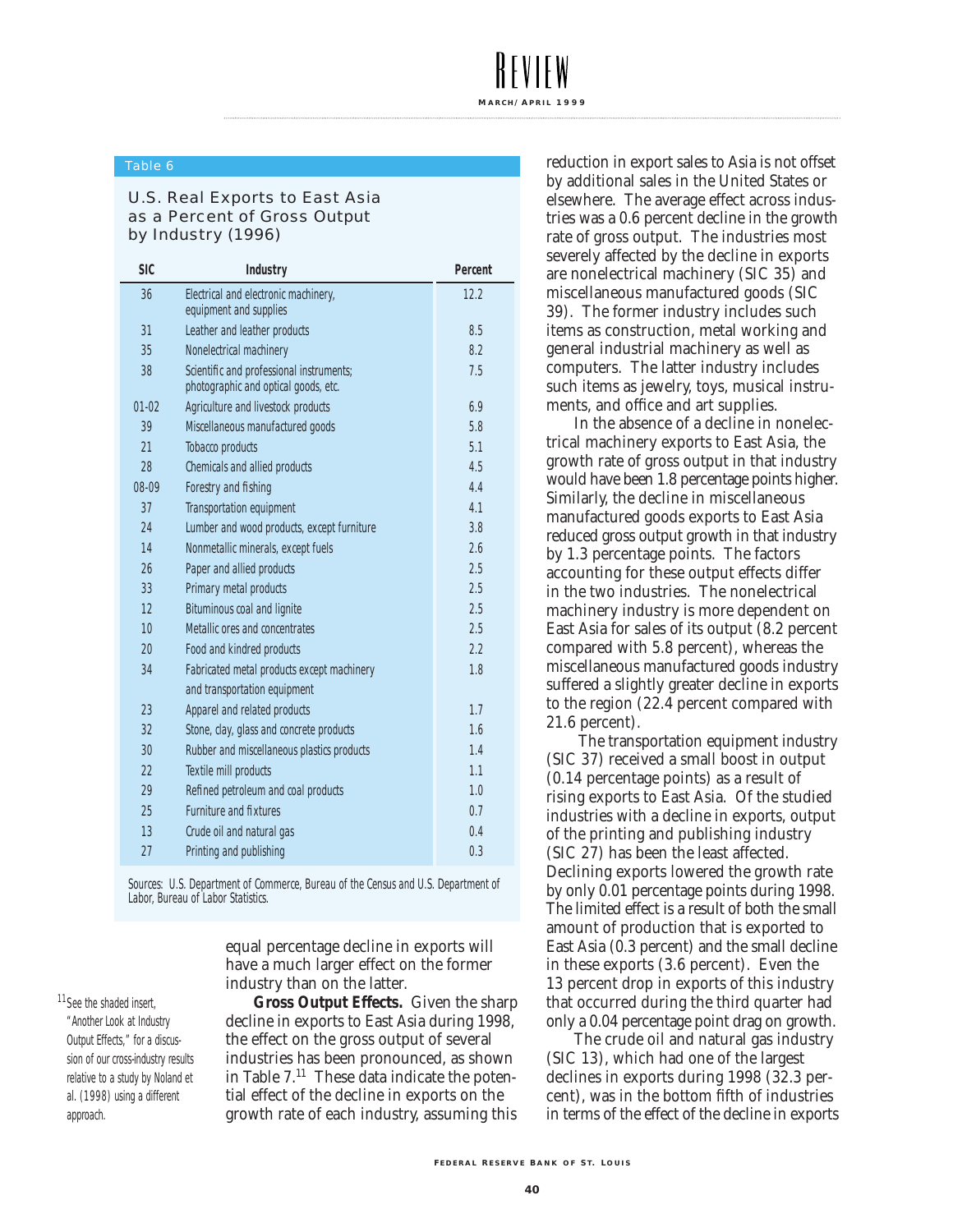Table 6

### U.S. Real Exports to East Asia as a Percent of Gross Output by Industry (1996)

| SIC | Industry | Percent |
|---|---|---|
| 36 | Electrical and electronic machinery, equipment and supplies | 12.2 |
| 31 | Leather and leather products | 8.5 |
| 35 | Nonelectrical machinery | 8.2 |
| 38 | Scientific and professional instruments; photographic and optical goods, etc. | 7.5 |
| 01-02 | Agriculture and livestock products | 6.9 |
| 39 | Miscellaneous manufactured goods | 5.8 |
| 21 | Tobacco products | 5.1 |
| 28 | Chemicals and allied products | 4.5 |
| 08-09 | Forestry and fishing | 4.4 |
| 37 | Transportation equipment | 4.1 |
| 24 | Lumber and wood products, except furniture | 3.8 |
| 14 | Nonmetallic minerals, except fuels | 2.6 |
| 26 | Paper and allied products | 2.5 |
| 33 | Primary metal products | 2.5 |
| 12 | Bituminous coal and lignite | 2.5 |
| 10 | Metallic ores and concentrates | 2.5 |
| 20 | Food and kindred products | 2.2 |
| 34 | Fabricated metal products except machinery and transportation equipment | 1.8 |
| 23 | Apparel and related products | 1.7 |
| 32 | Stone, clay, glass and concrete products | 1.6 |
| 30 | Rubber and miscellaneous plastics products | 1.4 |
| 22 | Textile mill products | 1.1 |
| 29 | Refined petroleum and coal products | 1.0 |
| 25 | Furniture and fixtures | 0.7 |
| 13 | Crude oil and natural gas | 0.4 |
| 27 | Printing and publishing | 0.3 |

Sources: U.S. Department of Commerce, Bureau of the Census and U.S. Department of Labor, Bureau of Labor Statistics.

equal percentage decline in exports will have a much larger effect on the former industry than on the latter.

**Gross Output Effects.** Given the sharp decline in exports to East Asia during 1998, the effect on the gross output of several industries has been pronounced, as shown in Table 7.[11] These data indicate the potential effect of the decline in exports on the growth rate of each industry, assuming this reduction in export sales to Asia is not offset by additional sales in the United States or elsewhere. The average effect across industries was a 0.6 percent decline in the growth rate of gross output. The industries most severely affected by the decline in exports are nonelectrical machinery (SIC 35) and miscellaneous manufactured goods (SIC 39). The former industry includes such items as construction, metal working and general industrial machinery as well as computers. The latter industry includes such items as jewelry, toys, musical instruments, and office and art supplies.

In the absence of a decline in nonelectrical machinery exports to East Asia, the growth rate of gross output in that industry would have been 1.8 percentage points higher. Similarly, the decline in miscellaneous manufactured goods exports to East Asia reduced gross output growth in that industry by 1.3 percentage points. The factors accounting for these output effects differ in the two industries. The nonelectrical machinery industry is more dependent on East Asia for sales of its output (8.2 percent compared with 5.8 percent), whereas the miscellaneous manufactured goods industry suffered a slightly greater decline in exports to the region (22.4 percent compared with 21.6 percent).

The transportation equipment industry (SIC 37) received a small boost in output (0.14 percentage points) as a result of rising exports to East Asia. Of the studied industries with a decline in exports, output of the printing and publishing industry (SIC 27) has been the least affected. Declining exports lowered the growth rate by only 0.01 percentage points during 1998. The limited effect is a result of both the small amount of production that is exported to East Asia (0.3 percent) and the small decline in these exports (3.6 percent). Even the 13 percent drop in exports of this industry that occurred during the third quarter had only a 0.04 percentage point drag on growth.

The crude oil and natural gas industry (SIC 13), which had one of the largest declines in exports during 1998 (32.3 percent), was in the bottom fifth of industries in terms of the effect of the decline in exports

[11] See the shaded insert, "Another Look at Industry Output Effects," for a discussion of our cross-industry results relative to a study by Noland et al. (1998) using a different approach.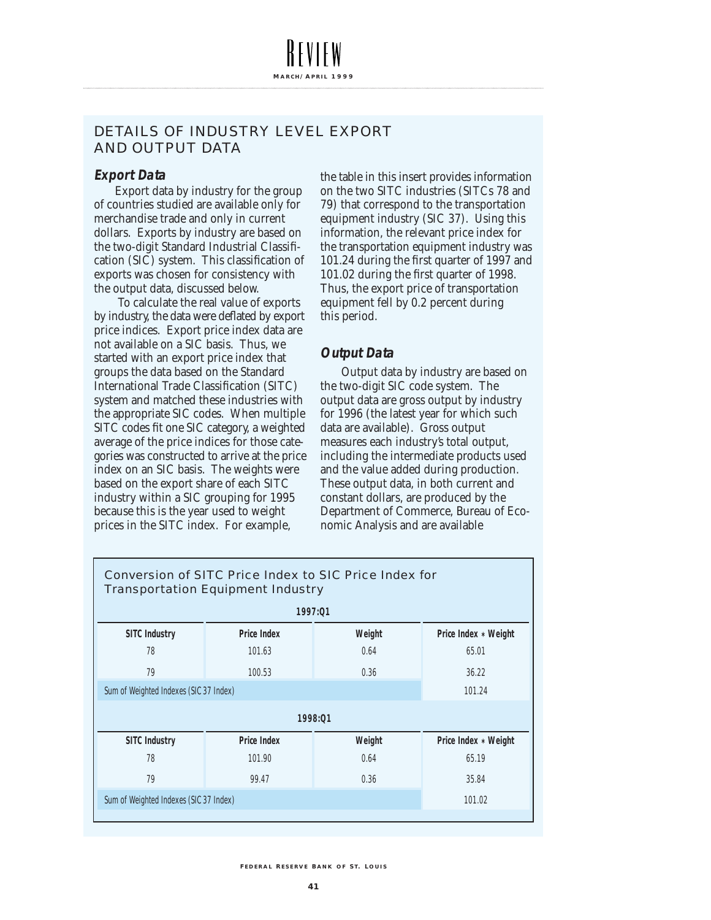## DETAILS OF INDUSTRY LEVEL EXPORT AND OUTPUT DATA

### *Export Data*

Export data by industry for the group of countries studied are available only for merchandise trade and only in current dollars. Exports by industry are based on the two-digit Standard Industrial Classification (SIC) system. This classification of exports was chosen for consistency with the output data, discussed below.

To calculate the real value of exports by industry, the data were deflated by export price indices. Export price index data are not available on a SIC basis. Thus, we started with an export price index that groups the data based on the Standard International Trade Classification (SITC) system and matched these industries with the appropriate SIC codes. When multiple SITC codes fit one SIC category, a weighted average of the price indices for those categories was constructed to arrive at the price index on an SIC basis. The weights were based on the export share of each SITC industry within a SIC grouping for 1995 because this is the year used to weight prices in the SITC index. For example, the table in this insert provides information on the two SITC industries (SITCs 78 and 79) that correspond to the transportation equipment industry (SIC 37). Using this information, the relevant price index for the transportation equipment industry was 101.24 during the first quarter of 1997 and 101.02 during the first quarter of 1998. Thus, the export price of transportation equipment fell by 0.2 percent during this period.

### *Output Data*

Output data by industry are based on the two-digit SIC code system. The output data are gross output by industry for 1996 (the latest year for which such data are available). Gross output measures each industry's total output, including the intermediate products used and the value added during production. These output data, in both current and constant dollars, are produced by the Department of Commerce, Bureau of Economic Analysis and are available

**Conversion of SITC Price Index to SIC Price Index for Transportation Equipment Industry**

| 1997:Q1 | | | |
|---|---|---|---|
| **SITC Industry** | **Price Index** | **Weight** | **Price Index * Weight** |
| 78 | 101.63 | 0.64 | 65.01 |
| 79 | 100.53 | 0.36 | 36.22 |
| Sum of Weighted Indexes (SIC 37 Index) | | | 101.24 |

| 1998:Q1 | | | |
|---|---|---|---|
| **SITC Industry** | **Price Index** | **Weight** | **Price Index * Weight** |
| 78 | 101.90 | 0.64 | 65.19 |
| 79 | 99.47 | 0.36 | 35.84 |
| Sum of Weighted Indexes (SIC 37 Index) | | | 101.02 |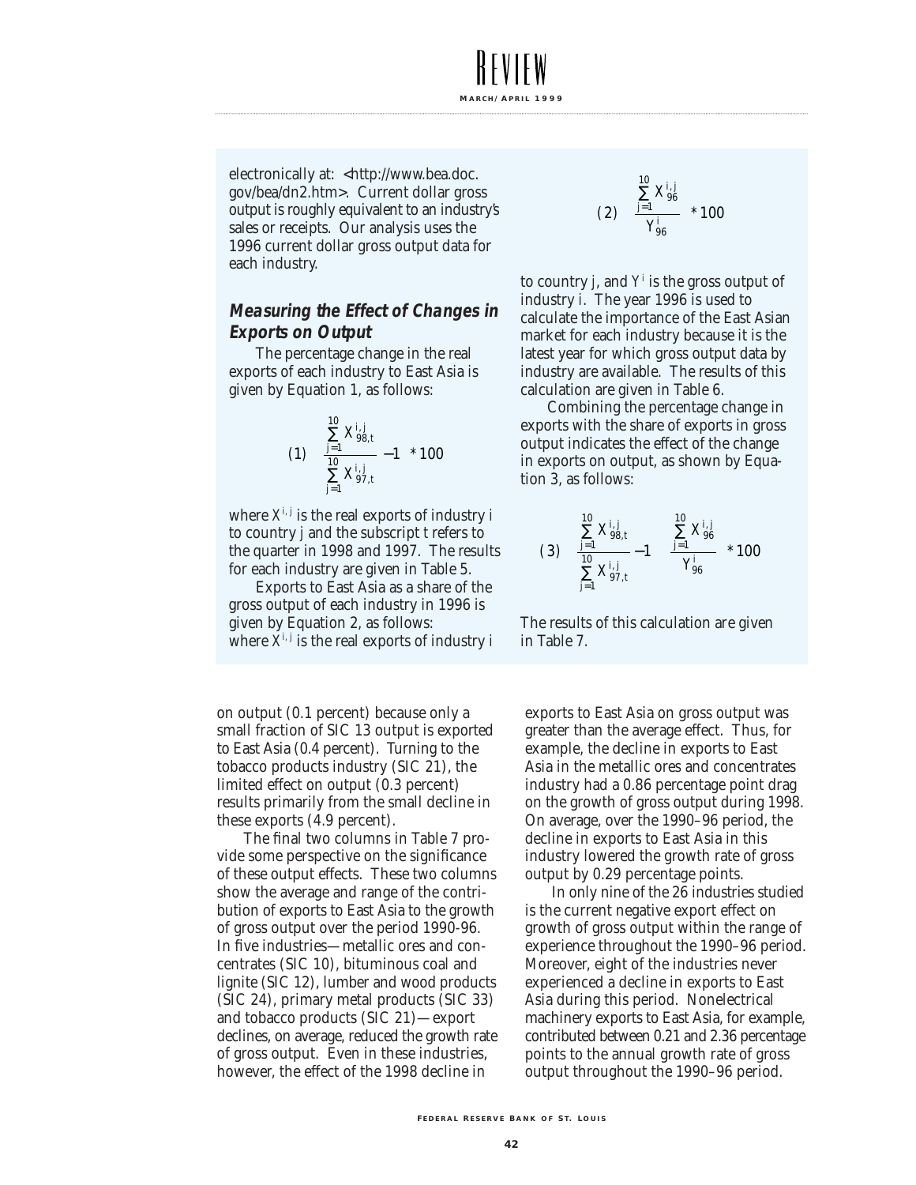electronically at: <http://www.bea.doc.gov/bea/dn2.htm>. Current dollar gross output is roughly equivalent to an industry's sales or receipts. Our analysis uses the 1996 current dollar gross output data for each industry.

### Measuring the Effect of Changes in Exports on Output

The percentage change in the real exports of each industry to East Asia is given by Equation 1, as follows:

$$(1)\quad \left(\frac{\sum_{j=1}^{10} X_{98,t}^{i,j}}{\sum_{j=1}^{10} X_{97,t}^{i,j}} - 1\right) * 100$$

where $X^{i,j}$ is the real exports of industry i to country j and the subscript t refers to the quarter in 1998 and 1997. The results for each industry are given in Table 5.

Exports to East Asia as a share of the gross output of each industry in 1996 is given by Equation 2, as follows:

$$(2)\quad \left(\frac{\sum_{j=1}^{10} X_{96}^{i,j}}{Y_{96}^{i}}\right) * 100$$

where $X^{i,j}$ is the real exports of industry i to country j, and $Y^{i}$ is the gross output of industry i. The year 1996 is used to calculate the importance of the East Asian market for each industry because it is the latest year for which gross output data by industry are available. The results of this calculation are given in Table 6.

Combining the percentage change in exports with the share of exports in gross output indicates the effect of the change in exports on output, as shown by Equation 3, as follows:

$$(3)\quad \left(\frac{\sum_{j=1}^{10} X_{98,t}^{i,j}}{\sum_{j=1}^{10} X_{97,t}^{i,j}} - 1\right)\left(\frac{\sum_{j=1}^{10} X_{96}^{i,j}}{Y_{96}^{i}}\right) * 100$$

The results of this calculation are given in Table 7.

on output (0.1 percent) because only a small fraction of SIC 13 output is exported to East Asia (0.4 percent). Turning to the tobacco products industry (SIC 21), the limited effect on output (0.3 percent) results primarily from the small decline in these exports (4.9 percent).

The final two columns in Table 7 provide some perspective on the significance of these output effects. These two columns show the average and range of the contribution of exports to East Asia to the growth of gross output over the period 1990-96. In five industries—metallic ores and concentrates (SIC 10), bituminous coal and lignite (SIC 12), lumber and wood products (SIC 24), primary metal products (SIC 33) and tobacco products (SIC 21)—export declines, on average, reduced the growth rate of gross output. Even in these industries, however, the effect of the 1998 decline in exports to East Asia on gross output was greater than the average effect. Thus, for example, the decline in exports to East Asia in the metallic ores and concentrates industry had a 0.86 percentage point drag on the growth of gross output during 1998. On average, over the 1990–96 period, the decline in exports to East Asia in this industry lowered the growth rate of gross output by 0.29 percentage points.

In only nine of the 26 industries studied is the current negative export effect on growth of gross output within the range of experience throughout the 1990–96 period. Moreover, eight of the industries never experienced a decline in exports to East Asia during this period. Nonelectrical machinery exports to East Asia, for example, contributed between 0.21 and 2.36 percentage points to the annual growth rate of gross output throughout the 1990–96 period.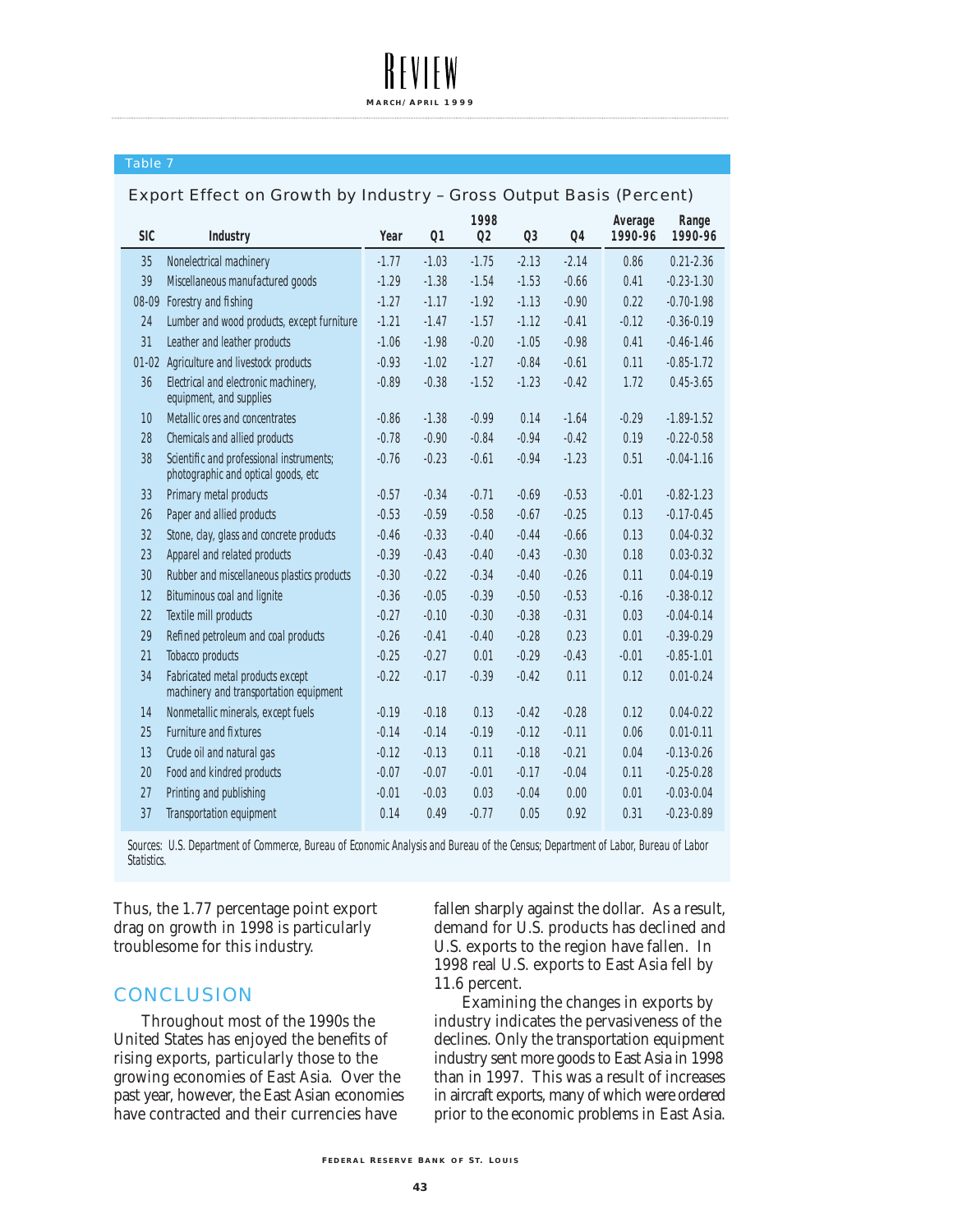Table 7

**Export Effect on Growth by Industry – Gross Output Basis (Percent)**

| SIC | Industry | 1998 Year | Q1 | Q2 | Q3 | Q4 | Average 1990-96 | Range 1990-96 |
|---|---|---|---|---|---|---|---|---|
| 35 | Nonelectrical machinery | -1.77 | -1.03 | -1.75 | -2.13 | -2.14 | 0.86 | 0.21-2.36 |
| 39 | Miscellaneous manufactured goods | -1.29 | -1.38 | -1.54 | -1.53 | -0.66 | 0.41 | -0.23-1.30 |
| 08-09 | Forestry and fishing | -1.27 | -1.17 | -1.92 | -1.13 | -0.90 | 0.22 | -0.70-1.98 |
| 24 | Lumber and wood products, except furniture | -1.21 | -1.47 | -1.57 | -1.12 | -0.41 | -0.12 | -0.36-0.19 |
| 31 | Leather and leather products | -1.06 | -1.98 | -0.20 | -1.05 | -0.98 | 0.41 | -0.46-1.46 |
| 01-02 | Agriculture and livestock products | -0.93 | -1.02 | -1.27 | -0.84 | -0.61 | 0.11 | -0.85-1.72 |
| 36 | Electrical and electronic machinery, equipment, and supplies | -0.89 | -0.38 | -1.52 | -1.23 | -0.42 | 1.72 | 0.45-3.65 |
| 10 | Metallic ores and concentrates | -0.86 | -1.38 | -0.99 | 0.14 | -1.64 | -0.29 | -1.89-1.52 |
| 28 | Chemicals and allied products | -0.78 | -0.90 | -0.84 | -0.94 | -0.42 | 0.19 | -0.22-0.58 |
| 38 | Scientific and professional instruments; photographic and optical goods, etc | -0.76 | -0.23 | -0.61 | -0.94 | -1.23 | 0.51 | -0.04-1.16 |
| 33 | Primary metal products | -0.57 | -0.34 | -0.71 | -0.69 | -0.53 | -0.01 | -0.82-1.23 |
| 26 | Paper and allied products | -0.53 | -0.59 | -0.58 | -0.67 | -0.25 | 0.13 | -0.17-0.45 |
| 32 | Stone, clay, glass and concrete products | -0.46 | -0.33 | -0.40 | -0.44 | -0.66 | 0.13 | 0.04-0.32 |
| 23 | Apparel and related products | -0.39 | -0.43 | -0.40 | -0.43 | -0.30 | 0.18 | 0.03-0.32 |
| 30 | Rubber and miscellaneous plastics products | -0.30 | -0.22 | -0.34 | -0.40 | -0.26 | 0.11 | 0.04-0.19 |
| 12 | Bituminous coal and lignite | -0.36 | -0.05 | -0.39 | -0.50 | -0.53 | -0.16 | -0.38-0.12 |
| 22 | Textile mill products | -0.27 | -0.10 | -0.30 | -0.38 | -0.31 | 0.03 | -0.04-0.14 |
| 29 | Refined petroleum and coal products | -0.26 | -0.41 | -0.40 | -0.28 | 0.23 | 0.01 | -0.39-0.29 |
| 21 | Tobacco products | -0.25 | -0.27 | 0.01 | -0.29 | -0.43 | -0.01 | -0.85-1.01 |
| 34 | Fabricated metal products except machinery and transportation equipment | -0.22 | -0.17 | -0.39 | -0.42 | 0.11 | 0.12 | 0.01-0.24 |
| 14 | Nonmetallic minerals, except fuels | -0.19 | -0.18 | 0.13 | -0.42 | -0.28 | 0.12 | 0.04-0.22 |
| 25 | Furniture and fixtures | -0.14 | -0.14 | -0.19 | -0.12 | -0.11 | 0.06 | 0.01-0.11 |
| 13 | Crude oil and natural gas | -0.12 | -0.13 | 0.11 | -0.18 | -0.21 | 0.04 | -0.13-0.26 |
| 20 | Food and kindred products | -0.07 | -0.07 | -0.01 | -0.17 | -0.04 | 0.11 | -0.25-0.28 |
| 27 | Printing and publishing | -0.01 | -0.03 | 0.03 | -0.04 | 0.00 | 0.01 | -0.03-0.04 |
| 37 | Transportation equipment | 0.14 | 0.49 | -0.77 | 0.05 | 0.92 | 0.31 | -0.23-0.89 |

Sources: U.S. Department of Commerce, Bureau of Economic Analysis and Bureau of the Census; Department of Labor, Bureau of Labor Statistics.

Thus, the 1.77 percentage point export drag on growth in 1998 is particularly troublesome for this industry.

## CONCLUSION

Throughout most of the 1990s the United States has enjoyed the benefits of rising exports, particularly those to the growing economies of East Asia. Over the past year, however, the East Asian economies have contracted and their currencies have fallen sharply against the dollar. As a result, demand for U.S. products has declined and U.S. exports to the region have fallen. In 1998 real U.S. exports to East Asia fell by 11.6 percent.

Examining the changes in exports by industry indicates the pervasiveness of the declines. Only the transportation equipment industry sent more goods to East Asia in 1998 than in 1997. This was a result of increases in aircraft exports, many of which were ordered prior to the economic problems in East Asia.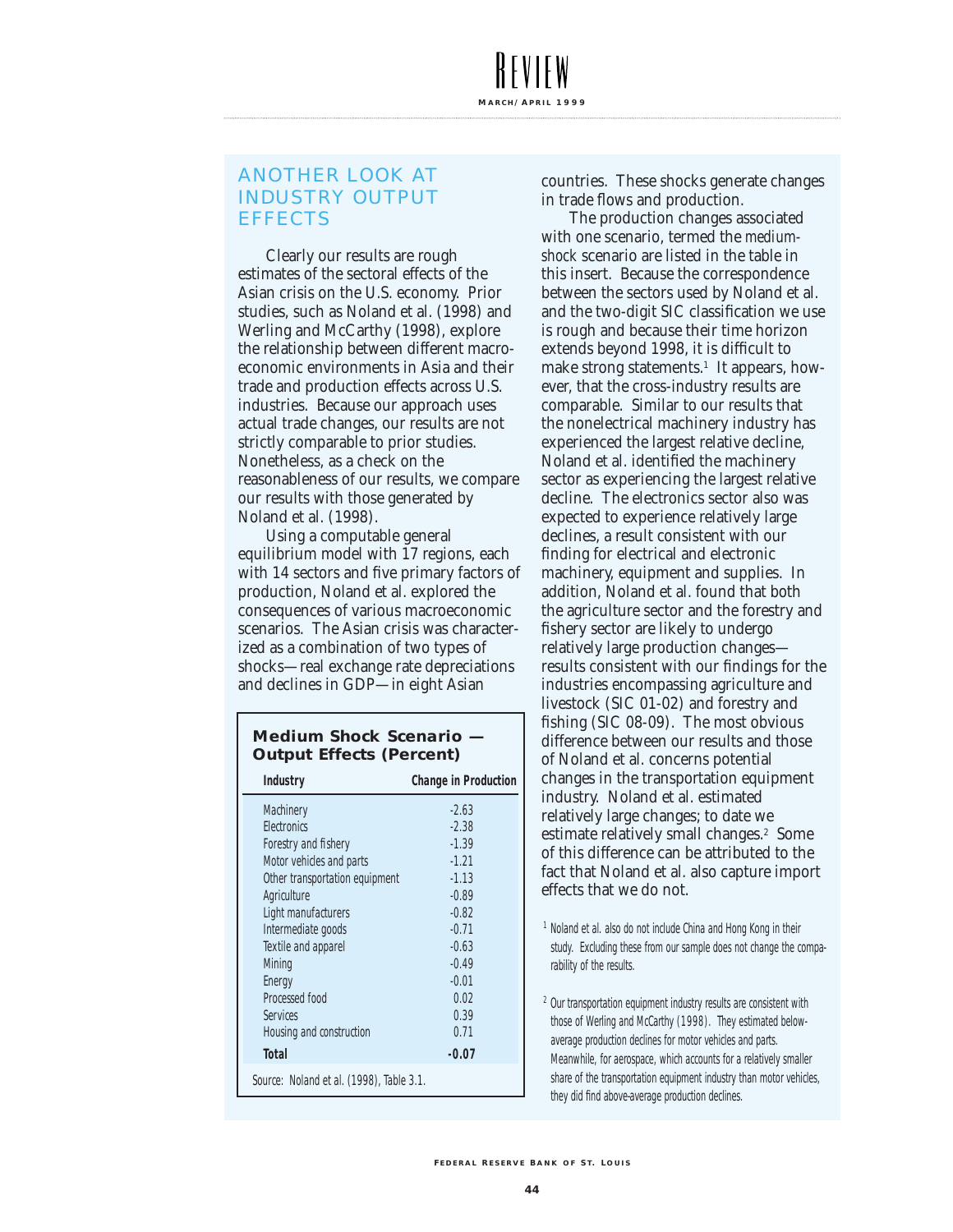## ANOTHER LOOK AT INDUSTRY OUTPUT EFFECTS

Clearly our results are rough estimates of the sectoral effects of the Asian crisis on the U.S. economy. Prior studies, such as Noland et al. (1998) and Werling and McCarthy (1998), explore the relationship between different macroeconomic environments in Asia and their trade and production effects across U.S. industries. Because our approach uses actual trade changes, our results are not strictly comparable to prior studies. Nonetheless, as a check on the reasonableness of our results, we compare our results with those generated by Noland et al. (1998).

Using a computable general equilibrium model with 17 regions, each with 14 sectors and five primary factors of production, Noland et al. explored the consequences of various macroeconomic scenarios. The Asian crisis was characterized as a combination of two types of shocks—real exchange rate depreciations and declines in GDP—in eight Asian countries. These shocks generate changes in trade flows and production.

The production changes associated with one scenario, termed the *medium-shock* scenario are listed in the table in this insert. Because the correspondence between the sectors used by Noland et al. and the two-digit SIC classification we use is rough and because their time horizon extends beyond 1998, it is difficult to make strong statements.[1] It appears, however, that the cross-industry results are comparable. Similar to our results that the nonelectrical machinery industry has experienced the largest relative decline, Noland et al. identified the machinery sector as experiencing the largest relative decline. The electronics sector also was expected to experience relatively large declines, a result consistent with our finding for electrical and electronic machinery, equipment and supplies. In addition, Noland et al. found that both the agriculture sector and the forestry and fishery sector are likely to undergo relatively large production changes—results consistent with our findings for the industries encompassing agriculture and livestock (SIC 01-02) and forestry and fishing (SIC 08-09). The most obvious difference between our results and those of Noland et al. concerns potential changes in the transportation equipment industry. Noland et al. estimated relatively large changes; to date we estimate relatively small changes.[2] Some of this difference can be attributed to the fact that Noland et al. also capture import effects that we do not.

**Medium Shock Scenario — Output Effects (Percent)**

| Industry | Change in Production |
|---|---|
| Machinery | -2.63 |
| Electronics | -2.38 |
| Forestry and fishery | -1.39 |
| Motor vehicles and parts | -1.21 |
| Other transportation equipment | -1.13 |
| Agriculture | -0.89 |
| Light manufacturers | -0.82 |
| Intermediate goods | -0.71 |
| Textile and apparel | -0.63 |
| Mining | -0.49 |
| Energy | -0.01 |
| Processed food | 0.02 |
| Services | 0.39 |
| Housing and construction | 0.71 |
| **Total** | **-0.07** |

Source: Noland et al. (1998), Table 3.1.

[1] Noland et al. also do not include China and Hong Kong in their study. Excluding these from our sample does not change the comparability of the results.

[2] Our transportation equipment industry results are consistent with those of Werling and McCarthy (1998). They estimated below-average production declines for motor vehicles and parts. Meanwhile, for aerospace, which accounts for a relatively smaller share of the transportation equipment industry than motor vehicles, they did find above-average production declines.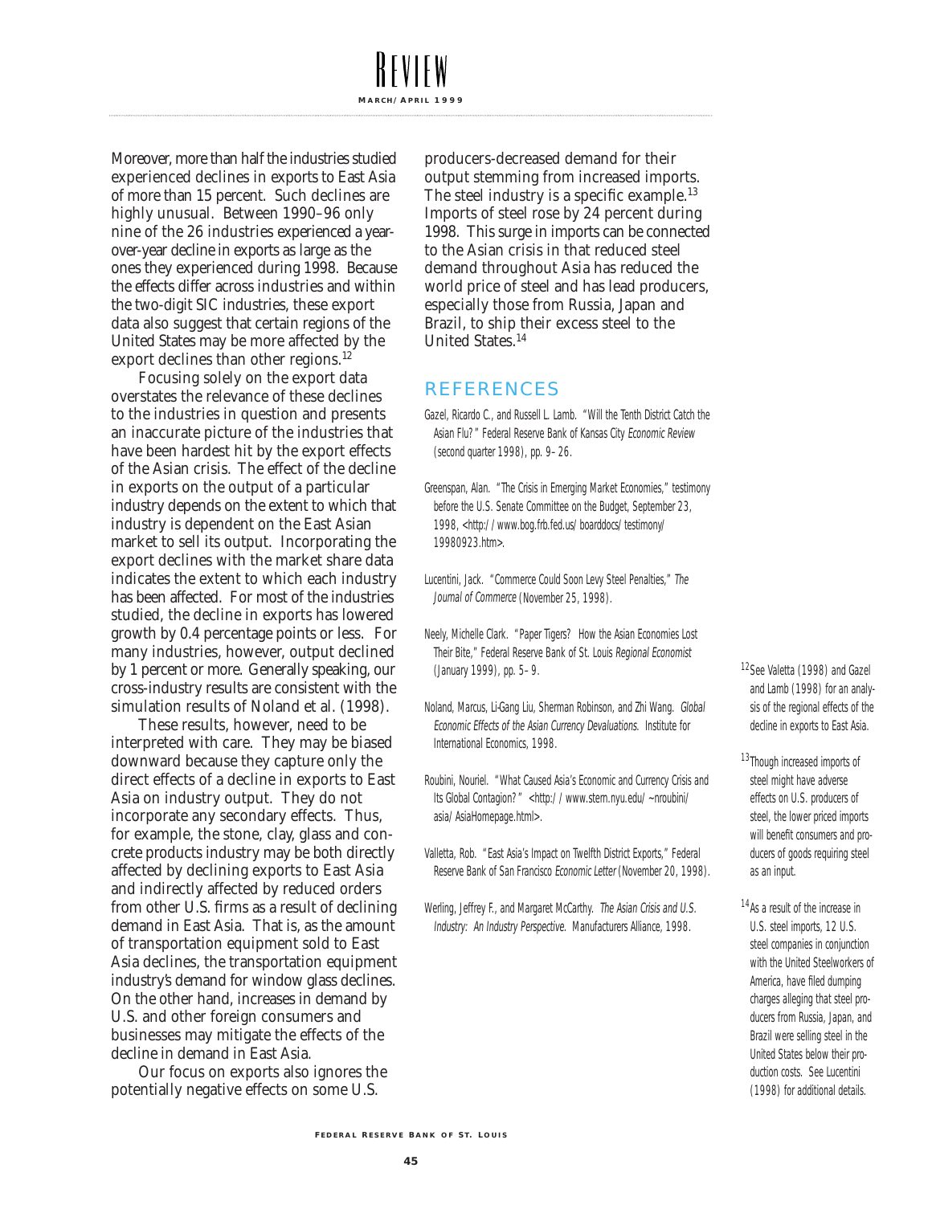Moreover, more than half the industries studied experienced declines in exports to East Asia of more than 15 percent. Such declines are highly unusual. Between 1990–96 only nine of the 26 industries experienced a year-over-year decline in exports as large as the ones they experienced during 1998. Because the effects differ across industries and within the two-digit SIC industries, these export data also suggest that certain regions of the United States may be more affected by the export declines than other regions.[12]

Focusing solely on the export data overstates the relevance of these declines to the industries in question and presents an inaccurate picture of the industries that have been hardest hit by the export effects of the Asian crisis. The effect of the decline in exports on the output of a particular industry depends on the extent to which that industry is dependent on the East Asian market to sell its output. Incorporating the export declines with the market share data indicates the extent to which each industry has been affected. For most of the industries studied, the decline in exports has lowered growth by 0.4 percentage points or less. For many industries, however, output declined by 1 percent or more. Generally speaking, our cross-industry results are consistent with the simulation results of Noland et al. (1998).

These results, however, need to be interpreted with care. They may be biased downward because they capture only the direct effects of a decline in exports to East Asia on industry output. They do not incorporate any secondary effects. Thus, for example, the stone, clay, glass and concrete products industry may be both directly affected by declining exports to East Asia and indirectly affected by reduced orders from other U.S. firms as a result of declining demand in East Asia. That is, as the amount of transportation equipment sold to East Asia declines, the transportation equipment industry's demand for window glass declines. On the other hand, increases in demand by U.S. and other foreign consumers and businesses may mitigate the effects of the decline in demand in East Asia.

Our focus on exports also ignores the potentially negative effects on some U.S. producers-decreased demand for their output stemming from increased imports. The steel industry is a specific example.[13] Imports of steel rose by 24 percent during 1998. This surge in imports can be connected to the Asian crisis in that reduced steel demand throughout Asia has reduced the world price of steel and has lead producers, especially those from Russia, Japan and Brazil, to ship their excess steel to the United States.[14]

## REFERENCES

Gazel, Ricardo C., and Russell L. Lamb. "Will the Tenth District Catch the Asian Flu?" Federal Reserve Bank of Kansas City *Economic Review* (second quarter 1998), pp. 9–26.

Greenspan, Alan. "The Crisis in Emerging Market Economies," testimony before the U.S. Senate Committee on the Budget, September 23, 1998, <http://www.bog.frb.fed.us/boarddocs/testimony/19980923.htm>.

Lucentini, Jack. "Commerce Could Soon Levy Steel Penalties," *The Journal of Commerce* (November 25, 1998).

Neely, Michelle Clark. "Paper Tigers? How the Asian Economies Lost Their Bite," Federal Reserve Bank of St. Louis *Regional Economist* (January 1999), pp. 5–9.

Noland, Marcus, Li-Gang Liu, Sherman Robinson, and Zhi Wang. *Global Economic Effects of the Asian Currency Devaluations.* Institute for International Economics, 1998.

Roubini, Nouriel. "What Caused Asia's Economic and Currency Crisis and Its Global Contagion?" <http://www.stern.nyu.edu/~nroubini/asia/AsiaHomepage.html>.

Valletta, Rob. "East Asia's Impact on Twelfth District Exports," Federal Reserve Bank of San Francisco *Economic Letter* (November 20, 1998).

Werling, Jeffrey F., and Margaret McCarthy. *The Asian Crisis and U.S. Industry: An Industry Perspective.* Manufacturers Alliance, 1998.

[12] See Valetta (1998) and Gazel and Lamb (1998) for an analysis of the regional effects of the decline in exports to East Asia.

[13] Though increased imports of steel might have adverse effects on U.S. producers of steel, the lower priced imports will benefit consumers and producers of goods requiring steel as an input.

[14] As a result of the increase in U.S. steel imports, 12 U.S. steel companies in conjunction with the United Steelworkers of America, have filed dumping charges alleging that steel producers from Russia, Japan, and Brazil were selling steel in the United States below their production costs. See Lucentini (1998) for additional details.